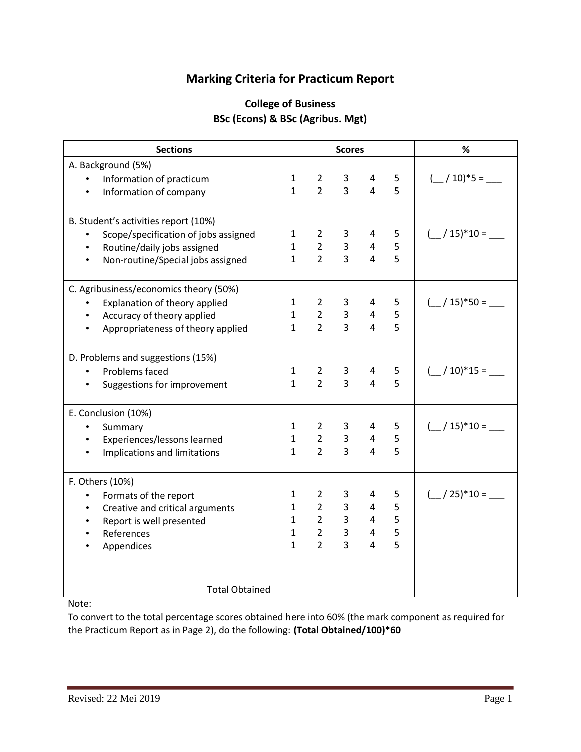# Marking Criteria for Practicum Report

## College of Business
## BSc (Econs) & BSc (Agribus. Mgt)

| Sections | Scores | % |
|---|---|---|
| A. Background (5%) | | (__ / 10)*5 = ___ |
| • Information of practicum | 1 2 3 4 5 | |
| • Information of company | 1 2 3 4 5 | |
| B. Student's activities report (10%) | | (__ / 15)*10 = ___ |
| • Scope/specification of jobs assigned | 1 2 3 4 5 | |
| • Routine/daily jobs assigned | 1 2 3 4 5 | |
| • Non-routine/Special jobs assigned | 1 2 3 4 5 | |
| C. Agribusiness/economics theory (50%) | | (__ / 15)*50 = ___ |
| • Explanation of theory applied | 1 2 3 4 5 | |
| • Accuracy of theory applied | 1 2 3 4 5 | |
| • Appropriateness of theory applied | 1 2 3 4 5 | |
| D. Problems and suggestions (15%) | | (__ / 10)*15 = ___ |
| • Problems faced | 1 2 3 4 5 | |
| • Suggestions for improvement | 1 2 3 4 5 | |
| E. Conclusion (10%) | | (__ / 15)*10 = ___ |
| • Summary | 1 2 3 4 5 | |
| • Experiences/lessons learned | 1 2 3 4 5 | |
| • Implications and limitations | 1 2 3 4 5 | |
| F. Others (10%) | | (__ / 25)*10 = ___ |
| • Formats of the report | 1 2 3 4 5 | |
| • Creative and critical arguments | 1 2 3 4 5 | |
| • Report is well presented | 1 2 3 4 5 | |
| • References | 1 2 3 4 5 | |
| • Appendices | 1 2 3 4 5 | |
| Total Obtained | | |

Note:

To convert to the total percentage scores obtained here into 60% (the mark component as required for the Practicum Report as in Page 2), do the following: **(Total Obtained/100)*60**

Revised: 22 Mei 2019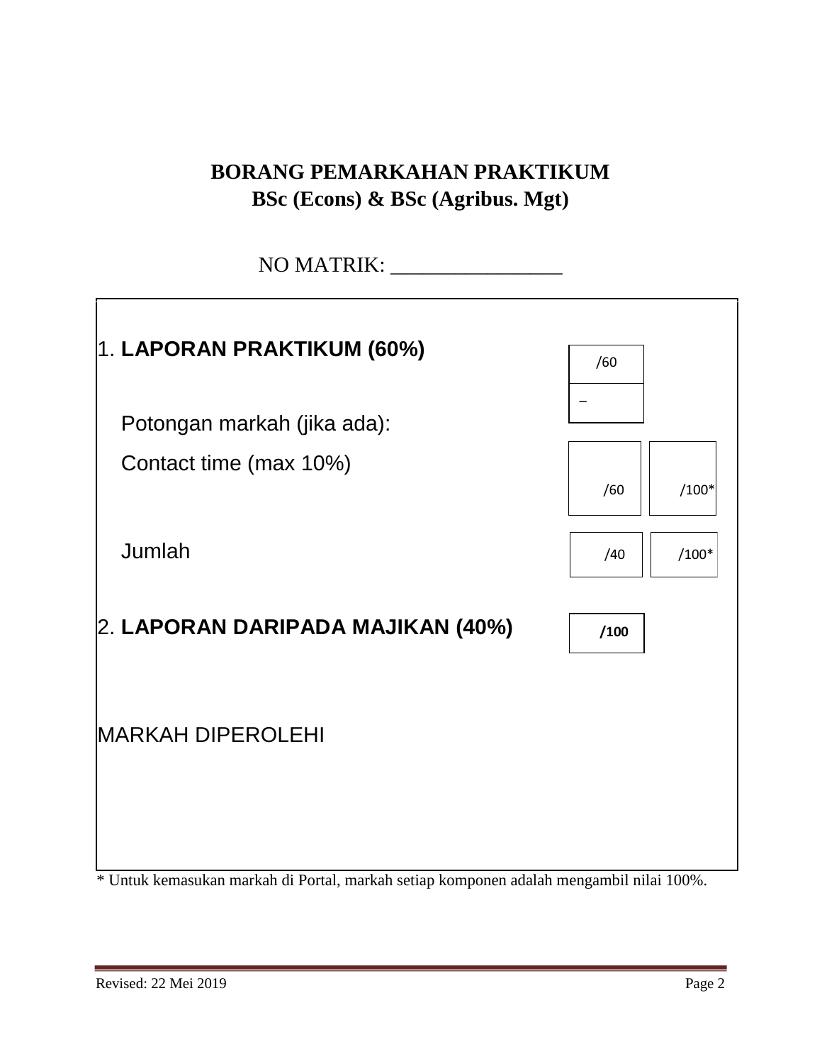**BORANG PEMARKAHAN PRAKTIKUM**
**BSc (Econs) & BSc (Agribus. Mgt)**

NO MATRIK: ________________

| | | |
|---|---|---|
| 1. **LAPORAN PRAKTIKUM (60%)** | /60 | |
| | – | |
| Potongan markah (jika ada): | | |
| Contact time (max 10%) | /60 | /100* |
| Jumlah | /40 | /100* |
| 2. **LAPORAN DARIPADA MAJIKAN (40%)** | **/100** | |
| MARKAH DIPEROLEHI | | |

* Untuk kemasukan markah di Portal, markah setiap komponen adalah mengambil nilai 100%.

Revised: 22 Mei 2019